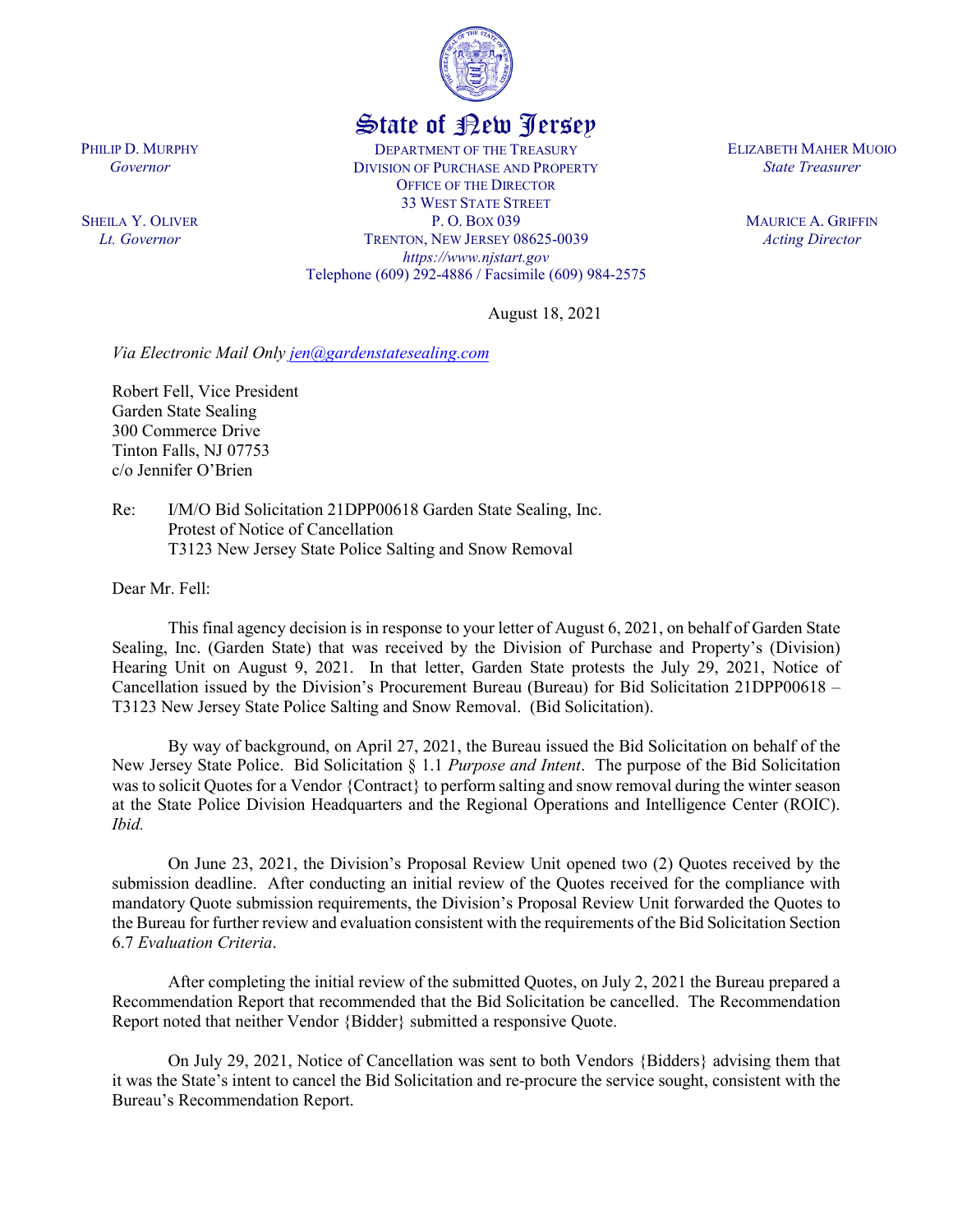PHILIP D. MURPHY
*Governor*

SHEILA Y. OLIVER
*Lt. Governor*

# State of New Jersey

DEPARTMENT OF THE TREASURY
DIVISION OF PURCHASE AND PROPERTY
OFFICE OF THE DIRECTOR
33 WEST STATE STREET
P. O. BOX 039
TRENTON, NEW JERSEY 08625-0039
*https://www.njstart.gov*
Telephone (609) 292-4886 / Facsimile (609) 984-2575

ELIZABETH MAHER MUOIO
*State Treasurer*

MAURICE A. GRIFFIN
*Acting Director*

August 18, 2021

*Via Electronic Mail Only jen@gardenstatesealing.com*

Robert Fell, Vice President
Garden State Sealing
300 Commerce Drive
Tinton Falls, NJ 07753
c/o Jennifer O'Brien

Re: I/M/O Bid Solicitation 21DPP00618 Garden State Sealing, Inc.
Protest of Notice of Cancellation
T3123 New Jersey State Police Salting and Snow Removal

Dear Mr. Fell:

This final agency decision is in response to your letter of August 6, 2021, on behalf of Garden State Sealing, Inc. (Garden State) that was received by the Division of Purchase and Property's (Division) Hearing Unit on August 9, 2021. In that letter, Garden State protests the July 29, 2021, Notice of Cancellation issued by the Division's Procurement Bureau (Bureau) for Bid Solicitation 21DPP00618 – T3123 New Jersey State Police Salting and Snow Removal. (Bid Solicitation).

By way of background, on April 27, 2021, the Bureau issued the Bid Solicitation on behalf of the New Jersey State Police. Bid Solicitation § 1.1 *Purpose and Intent*. The purpose of the Bid Solicitation was to solicit Quotes for a Vendor {Contract} to perform salting and snow removal during the winter season at the State Police Division Headquarters and the Regional Operations and Intelligence Center (ROIC). *Ibid.*

On June 23, 2021, the Division's Proposal Review Unit opened two (2) Quotes received by the submission deadline. After conducting an initial review of the Quotes received for the compliance with mandatory Quote submission requirements, the Division's Proposal Review Unit forwarded the Quotes to the Bureau for further review and evaluation consistent with the requirements of the Bid Solicitation Section 6.7 *Evaluation Criteria*.

After completing the initial review of the submitted Quotes, on July 2, 2021 the Bureau prepared a Recommendation Report that recommended that the Bid Solicitation be cancelled. The Recommendation Report noted that neither Vendor {Bidder} submitted a responsive Quote.

On July 29, 2021, Notice of Cancellation was sent to both Vendors {Bidders} advising them that it was the State's intent to cancel the Bid Solicitation and re-procure the service sought, consistent with the Bureau's Recommendation Report.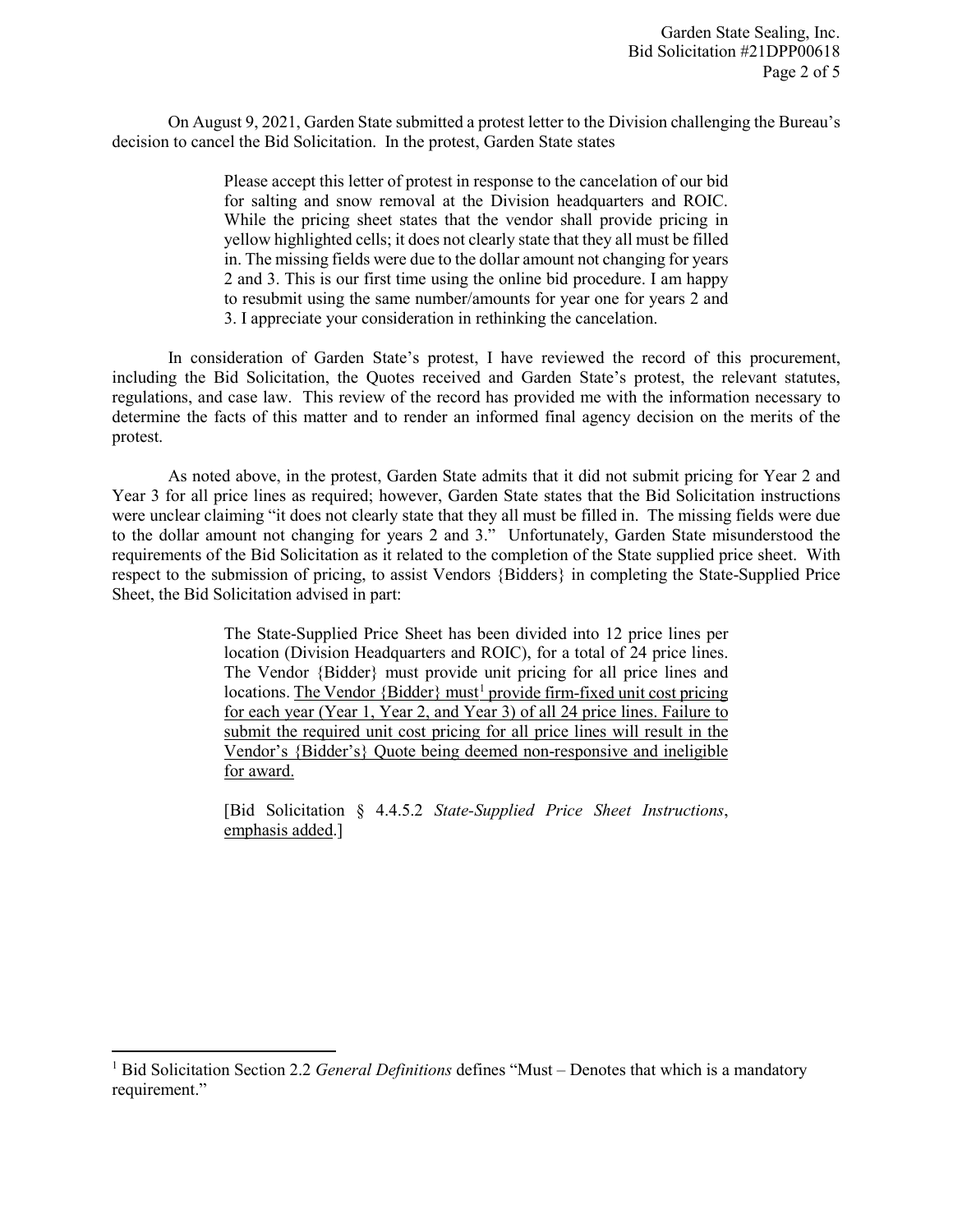On August 9, 2021, Garden State submitted a protest letter to the Division challenging the Bureau's decision to cancel the Bid Solicitation. In the protest, Garden State states

> Please accept this letter of protest in response to the cancelation of our bid for salting and snow removal at the Division headquarters and ROIC. While the pricing sheet states that the vendor shall provide pricing in yellow highlighted cells; it does not clearly state that they all must be filled in. The missing fields were due to the dollar amount not changing for years 2 and 3. This is our first time using the online bid procedure. I am happy to resubmit using the same number/amounts for year one for years 2 and 3. I appreciate your consideration in rethinking the cancelation.

In consideration of Garden State's protest, I have reviewed the record of this procurement, including the Bid Solicitation, the Quotes received and Garden State's protest, the relevant statutes, regulations, and case law. This review of the record has provided me with the information necessary to determine the facts of this matter and to render an informed final agency decision on the merits of the protest.

As noted above, in the protest, Garden State admits that it did not submit pricing for Year 2 and Year 3 for all price lines as required; however, Garden State states that the Bid Solicitation instructions were unclear claiming "it does not clearly state that they all must be filled in. The missing fields were due to the dollar amount not changing for years 2 and 3." Unfortunately, Garden State misunderstood the requirements of the Bid Solicitation as it related to the completion of the State supplied price sheet. With respect to the submission of pricing, to assist Vendors {Bidders} in completing the State-Supplied Price Sheet, the Bid Solicitation advised in part:

> The State-Supplied Price Sheet has been divided into 12 price lines per location (Division Headquarters and ROIC), for a total of 24 price lines. The Vendor {Bidder} must provide unit pricing for all price lines and locations. <u>The Vendor {Bidder} must[1] provide firm-fixed unit cost pricing for each year (Year 1, Year 2, and Year 3) of all 24 price lines. Failure to submit the required unit cost pricing for all price lines will result in the Vendor's {Bidder's} Quote being deemed non-responsive and ineligible for award.</u>
>
> [Bid Solicitation § 4.4.5.2 *State-Supplied Price Sheet Instructions*, <u>emphasis added</u>.]

---

[1] Bid Solicitation Section 2.2 *General Definitions* defines "Must – Denotes that which is a mandatory requirement."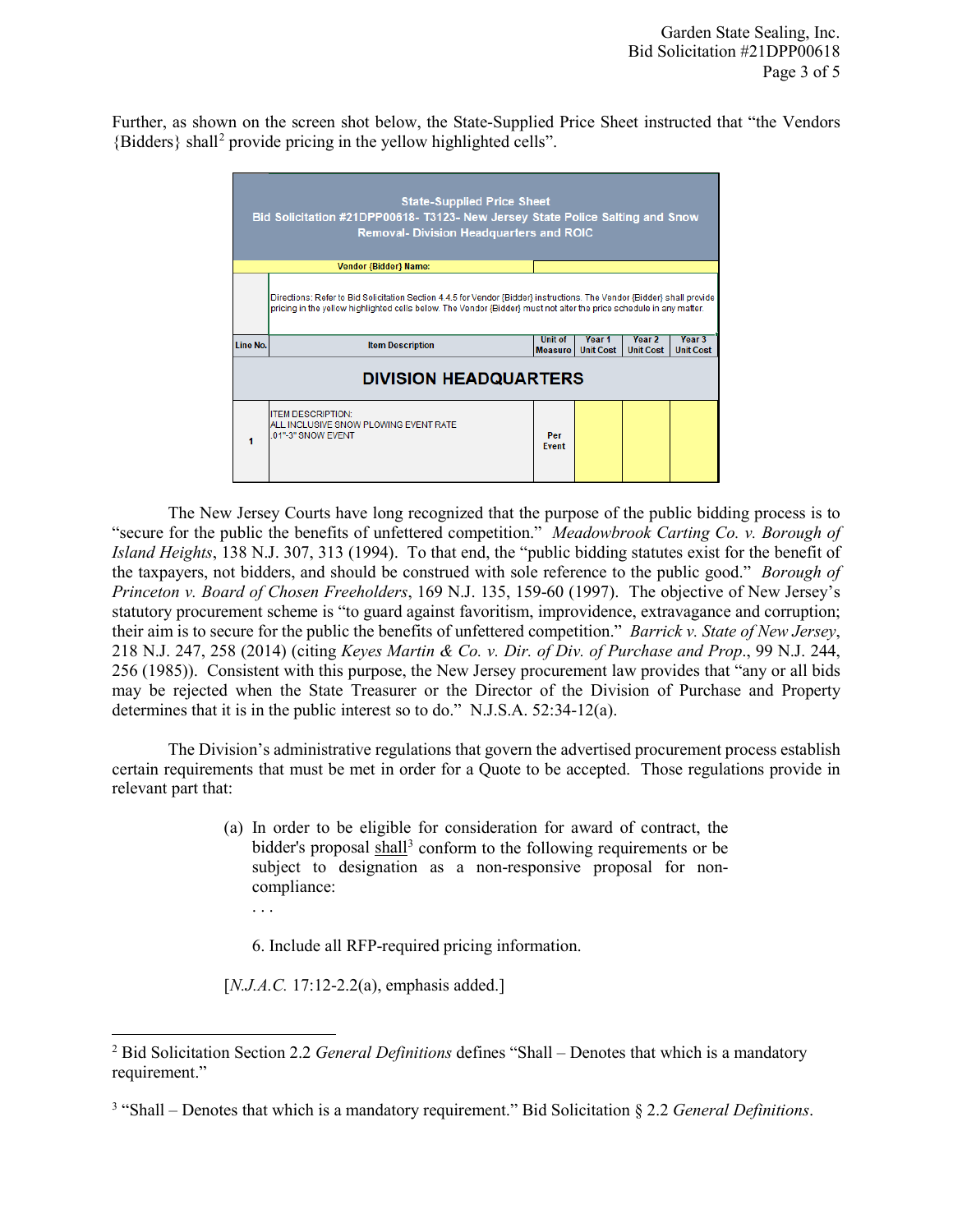Further, as shown on the screen shot below, the State-Supplied Price Sheet instructed that "the Vendors {Bidders} shall[2] provide pricing in the yellow highlighted cells".

| State-Supplied Price Sheet<br>Bid Solicitation #21DPP00618- T3123- New Jersey State Police Salting and Snow Removal- Division Headquarters and ROIC | | | | | |
|---|---|---|---|---|---|
| | Vendor {Bidder} Name: | | | | |
| | Directions: Refer to Bid Solicitation Section 4.4.5 for Vendor {Bidder} instructions. The Vendor {Bidder} shall provide pricing in the yellow highlighted cells below. The Vendor {Bidder} must not alter the price schedule in any matter. | | | | |
| Line No. | Item Description | Unit of Measure | Year 1 Unit Cost | Year 2 Unit Cost | Year 3 Unit Cost |
| | **DIVISION HEADQUARTERS** | | | | |
| 1 | ITEM DESCRIPTION:<br>ALL INCLUSIVE SNOW PLOWING EVENT RATE<br>.01"-3" SNOW EVENT | Per Event | | | |

The New Jersey Courts have long recognized that the purpose of the public bidding process is to "secure for the public the benefits of unfettered competition." *Meadowbrook Carting Co. v. Borough of Island Heights*, 138 N.J. 307, 313 (1994). To that end, the "public bidding statutes exist for the benefit of the taxpayers, not bidders, and should be construed with sole reference to the public good." *Borough of Princeton v. Board of Chosen Freeholders*, 169 N.J. 135, 159-60 (1997). The objective of New Jersey's statutory procurement scheme is "to guard against favoritism, improvidence, extravagance and corruption; their aim is to secure for the public the benefits of unfettered competition." *Barrick v. State of New Jersey*, 218 N.J. 247, 258 (2014) (citing *Keyes Martin & Co. v. Dir. of Div. of Purchase and Prop.*, 99 N.J. 244, 256 (1985)). Consistent with this purpose, the New Jersey procurement law provides that "any or all bids may be rejected when the State Treasurer or the Director of the Division of Purchase and Property determines that it is in the public interest so to do." N.J.S.A. 52:34-12(a).

The Division's administrative regulations that govern the advertised procurement process establish certain requirements that must be met in order for a Quote to be accepted. Those regulations provide in relevant part that:

> (a) In order to be eligible for consideration for award of contract, the bidder's proposal <u>shall</u>[3] conform to the following requirements or be subject to designation as a non-responsive proposal for non-compliance:
>
> . . .
>
> 6. Include all RFP-required pricing information.
>
> [*N.J.A.C.* 17:12-2.2(a), emphasis added.]

---

[2] Bid Solicitation Section 2.2 *General Definitions* defines "Shall – Denotes that which is a mandatory requirement."

[3] "Shall – Denotes that which is a mandatory requirement." Bid Solicitation § 2.2 *General Definitions*.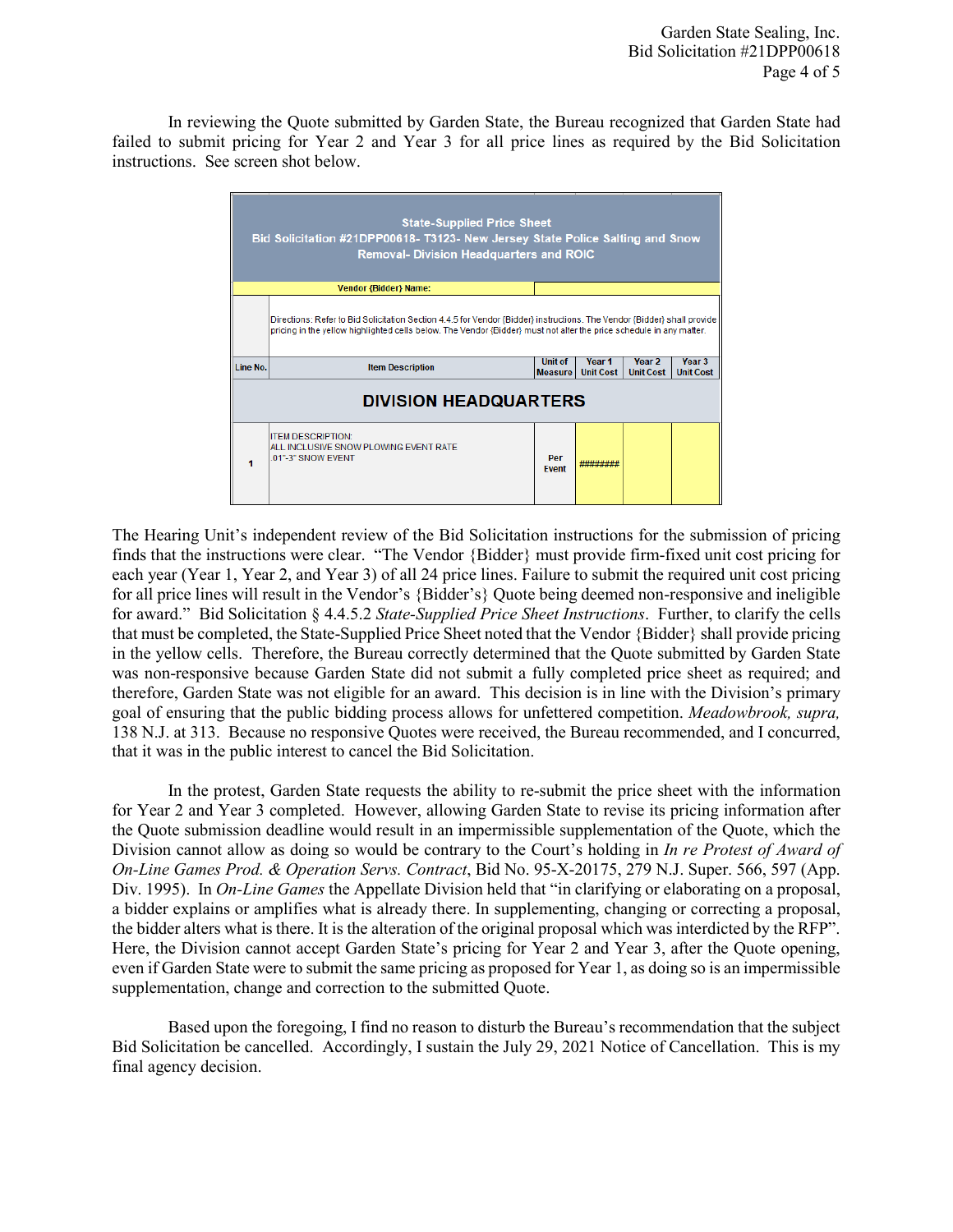In reviewing the Quote submitted by Garden State, the Bureau recognized that Garden State had failed to submit pricing for Year 2 and Year 3 for all price lines as required by the Bid Solicitation instructions. See screen shot below.

| State-Supplied Price Sheet<br>Bid Solicitation #21DPP00618- T3123- New Jersey State Police Salting and Snow Removal- Division Headquarters and ROIC | | | | | |
|---|---|---|---|---|---|
| | Vendor {Bidder} Name: | | | | |
| | Directions: Refer to Bid Solicitation Section 4.4.5 for Vendor {Bidder} instructions. The Vendor {Bidder} shall provide pricing in the yellow highlighted cells below. The Vendor {Bidder} must not alter the price schedule in any matter. | | | | |
| Line No. | Item Description | Unit of Measure | Year 1 Unit Cost | Year 2 Unit Cost | Year 3 Unit Cost |
| DIVISION HEADQUARTERS | | | | | |
| 1 | ITEM DESCRIPTION:<br>ALL INCLUSIVE SNOW PLOWING EVENT RATE<br>.01"-3" SNOW EVENT | Per Event | ######## | | |

The Hearing Unit's independent review of the Bid Solicitation instructions for the submission of pricing finds that the instructions were clear. "The Vendor {Bidder} must provide firm-fixed unit cost pricing for each year (Year 1, Year 2, and Year 3) of all 24 price lines. Failure to submit the required unit cost pricing for all price lines will result in the Vendor's {Bidder's} Quote being deemed non-responsive and ineligible for award." Bid Solicitation § 4.4.5.2 *State-Supplied Price Sheet Instructions*. Further, to clarify the cells that must be completed, the State-Supplied Price Sheet noted that the Vendor {Bidder} shall provide pricing in the yellow cells. Therefore, the Bureau correctly determined that the Quote submitted by Garden State was non-responsive because Garden State did not submit a fully completed price sheet as required; and therefore, Garden State was not eligible for an award. This decision is in line with the Division's primary goal of ensuring that the public bidding process allows for unfettered competition. *Meadowbrook, supra,* 138 N.J. at 313. Because no responsive Quotes were received, the Bureau recommended, and I concurred, that it was in the public interest to cancel the Bid Solicitation.

In the protest, Garden State requests the ability to re-submit the price sheet with the information for Year 2 and Year 3 completed. However, allowing Garden State to revise its pricing information after the Quote submission deadline would result in an impermissible supplementation of the Quote, which the Division cannot allow as doing so would be contrary to the Court's holding in *In re Protest of Award of On-Line Games Prod. & Operation Servs. Contract*, Bid No. 95-X-20175, 279 N.J. Super. 566, 597 (App. Div. 1995). In *On-Line Games* the Appellate Division held that "in clarifying or elaborating on a proposal, a bidder explains or amplifies what is already there. In supplementing, changing or correcting a proposal, the bidder alters what is there. It is the alteration of the original proposal which was interdicted by the RFP". Here, the Division cannot accept Garden State's pricing for Year 2 and Year 3, after the Quote opening, even if Garden State were to submit the same pricing as proposed for Year 1, as doing so is an impermissible supplementation, change and correction to the submitted Quote.

Based upon the foregoing, I find no reason to disturb the Bureau's recommendation that the subject Bid Solicitation be cancelled. Accordingly, I sustain the July 29, 2021 Notice of Cancellation. This is my final agency decision.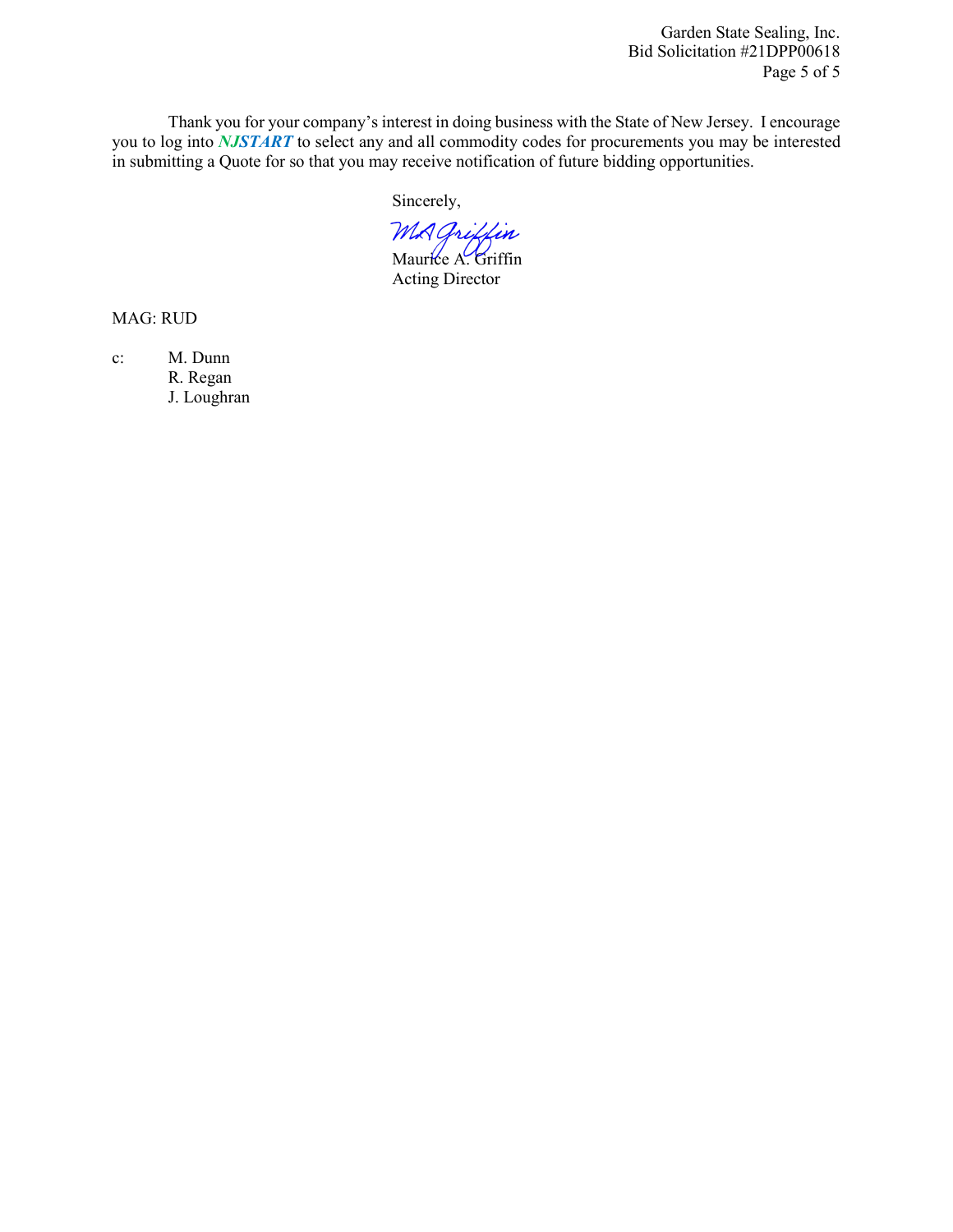Thank you for your company's interest in doing business with the State of New Jersey. I encourage you to log into ***NJSTART*** to select any and all commodity codes for procurements you may be interested in submitting a Quote for so that you may receive notification of future bidding opportunities.

Sincerely,

MA Griffin

Maurice A. Griffin
Acting Director

MAG: RUD

c: M. Dunn
R. Regan
J. Loughran